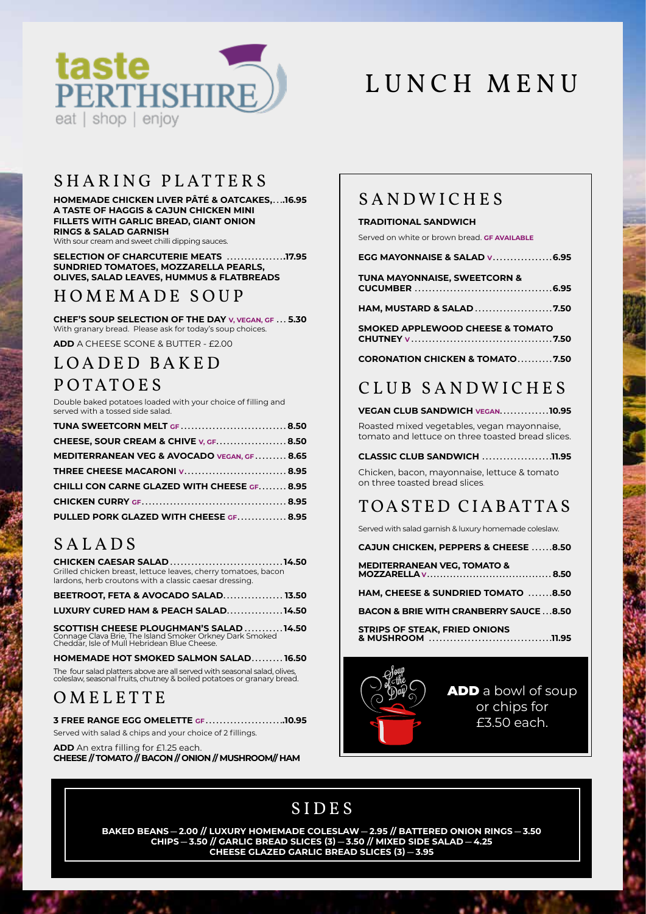taste PERTHSHIRE
eat | shop | enjoy

# LUNCH MENU

## SHARING PLATTERS

**HOMEMADE CHICKEN LIVER PÂTÉ & OATCAKES, A TASTE OF HAGGIS & CAJUN CHICKEN MINI FILLETS WITH GARLIC BREAD, GIANT ONION RINGS & SALAD GARNISH** .... **16.95**
With sour cream and sweet chilli dipping sauces.

**SELECTION OF CHARCUTERIE MEATS SUNDRIED TOMATOES, MOZZARELLA PEARLS, OLIVES, SALAD LEAVES, HUMMUS & FLATBREADS** ................. **17.95**

## HOMEMADE SOUP

**CHEF'S SOUP SELECTION OF THE DAY** V, VEGAN, GF ... **5.30**
With granary bread. Please ask for today's soup choices.

**ADD** A CHEESE SCONE & BUTTER - £2.00

## LOADED BAKED POTATOES

Double baked potatoes loaded with your choice of filling and served with a tossed side salad.

**TUNA SWEETCORN MELT** GF .............................. **8.50**

**CHEESE, SOUR CREAM & CHIVE** V, GF .................... **8.50**

**MEDITERRANEAN VEG & AVOCADO** VEGAN, GF ......... **8.65**

**THREE CHEESE MACARONI** V ............................. **8.95**

**CHILLI CON CARNE GLAZED WITH CHEESE** GF ........ **8.95**

**CHICKEN CURRY** GF ......................................... **8.95**

**PULLED PORK GLAZED WITH CHEESE** GF .............. **8.95**

## SALADS

**CHICKEN CAESAR SALAD** ................................ **14.50**
Grilled chicken breast, lettuce leaves, cherry tomatoes, bacon lardons, herb croutons with a classic caesar dressing.

**BEETROOT, FETA & AVOCADO SALAD** ................. **13.50**

**LUXURY CURED HAM & PEACH SALAD** ................ **14.50**

**SCOTTISH CHEESE PLOUGHMAN'S SALAD** ........... **14.50**
Connage Clava Brie, The Island Smoker Orkney Dark Smoked Cheddar, Isle of Mull Hebridean Blue Cheese.

**HOMEMADE HOT SMOKED SALMON SALAD** ......... **16.50**

The four salad platters above are all served with seasonal salad, olives, coleslaw, seasonal fruits, chutney & boiled potatoes or granary bread.

## OMELETTE

**3 FREE RANGE EGG OMELETTE** GF ....................... **10.95**
Served with salad & chips and your choice of 2 fillings.

**ADD** An extra filling for £1.25 each.
**CHEESE // TOMATO // BACON // ONION // MUSHROOM// HAM**

## SANDWICHES

**TRADITIONAL SANDWICH**

Served on white or brown bread. GF AVAILABLE

**EGG MAYONNAISE & SALAD** V ................. **6.95**

**TUNA MAYONNAISE, SWEETCORN & CUCUMBER** ....................................... **6.95**

**HAM, MUSTARD & SALAD** ....................... **7.50**

**SMOKED APPLEWOOD CHEESE & TOMATO CHUTNEY** V ........................................ **7.50**

**CORONATION CHICKEN & TOMATO** .......... **7.50**

## CLUB SANDWICHES

**VEGAN CLUB SANDWICH** VEGAN .............. **10.95**
Roasted mixed vegetables, vegan mayonnaise, tomato and lettuce on three toasted bread slices.

**CLASSIC CLUB SANDWICH** .................... **11.95**
Chicken, bacon, mayonnaise, lettuce & tomato on three toasted bread slices.

## TOASTED CIABATTAS

Served with salad garnish & luxury homemade coleslaw.

**CAJUN CHICKEN, PEPPERS & CHEESE** ...... **8.50**

**MEDITERRANEAN VEG, TOMATO & MOZZARELLA** V ..................................... **8.50**

**HAM, CHEESE & SUNDRIED TOMATO** ....... **8.50**

**BACON & BRIE WITH CRANBERRY SAUCE** ... **8.50**

**STRIPS OF STEAK, FRIED ONIONS & MUSHROOM** .................................. **11.95**

Soup of the Day

**ADD** a bowl of soup or chips for £3.50 each.

## SIDES

**BAKED BEANS — 2.00 // LUXURY HOMEMADE COLESLAW — 2.95 // BATTERED ONION RINGS — 3.50**
**CHIPS — 3.50 // GARLIC BREAD SLICES (3) — 3.50 // MIXED SIDE SALAD — 4.25**
**CHEESE GLAZED GARLIC BREAD SLICES (3) — 3.95**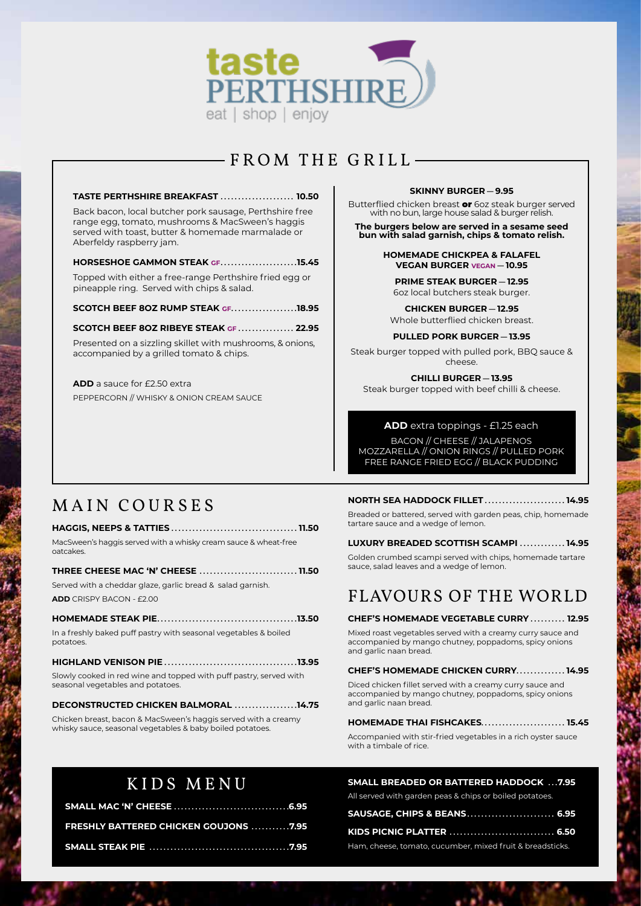taste PERTHSHIRE

eat | shop | enjoy

## FROM THE GRILL

**TASTE PERTHSHIRE BREAKFAST .................... 10.50**

Back bacon, local butcher pork sausage, Perthshire free range egg, tomato, mushrooms & MacSween's haggis served with toast, butter & homemade marmalade or Aberfeldy raspberry jam.

**HORSESHOE GAMMON STEAK GF......................15.45**

Topped with either a free-range Perthshire fried egg or pineapple ring. Served with chips & salad.

**SCOTCH BEEF 8OZ RUMP STEAK GF...................18.95**

**SCOTCH BEEF 8OZ RIBEYE STEAK GF ................ 22.95**

Presented on a sizzling skillet with mushrooms, & onions, accompanied by a grilled tomato & chips.

**ADD** a sauce for £2.50 extra

PEPPERCORN // WHISKY & ONION CREAM SAUCE

**SKINNY BURGER — 9.95**

Butterflied chicken breast **or** 6oz steak burger served with no bun, large house salad & burger relish.

**The burgers below are served in a sesame seed bun with salad garnish, chips & tomato relish.**

**HOMEMADE CHICKPEA & FALAFEL VEGAN BURGER VEGAN — 10.95**

**PRIME STEAK BURGER — 12.95**

6oz local butchers steak burger.

**CHICKEN BURGER — 12.95**

Whole butterflied chicken breast.

**PULLED PORK BURGER — 13.95**

Steak burger topped with pulled pork, BBQ sauce & cheese.

**CHILLI BURGER — 13.95**

Steak burger topped with beef chilli & cheese.

**ADD** extra toppings - £1.25 each

BACON // CHEESE // JALAPENOS
MOZZARELLA // ONION RINGS // PULLED PORK
FREE RANGE FRIED EGG // BLACK PUDDING

## MAIN COURSES

**HAGGIS, NEEPS & TATTIES ................................... 11.50**

MacSween's haggis served with a whisky cream sauce & wheat-free oatcakes.

**THREE CHEESE MAC 'N' CHEESE ........................... 11.50**

Served with a cheddar glaze, garlic bread & salad garnish.

**ADD** CRISPY BACON - £2.00

**HOMEMADE STEAK PIE.......................................13.50**

In a freshly baked puff pastry with seasonal vegetables & boiled potatoes.

**HIGHLAND VENISON PIE.....................................13.95**

Slowly cooked in red wine and topped with puff pastry, served with seasonal vegetables and potatoes.

**DECONSTRUCTED CHICKEN BALMORAL .................14.75**

Chicken breast, bacon & MacSween's haggis served with a creamy whisky sauce, seasonal vegetables & baby boiled potatoes.

**NORTH SEA HADDOCK FILLET.......................14.95**

Breaded or battered, served with garden peas, chip, homemade tartare sauce and a wedge of lemon.

**LUXURY BREADED SCOTTISH SCAMPI .............14.95**

Golden crumbed scampi served with chips, homemade tartare sauce, salad leaves and a wedge of lemon.

## FLAVOURS OF THE WORLD

**CHEF'S HOMEMADE VEGETABLE CURRY .......... 12.95**

Mixed roast vegetables served with a creamy curry sauce and accompanied by mango chutney, poppadoms, spicy onions and garlic naan bread.

**CHEF'S HOMEMADE CHICKEN CURRY..............14.95**

Diced chicken fillet served with a creamy curry sauce and accompanied by mango chutney, poppadoms, spicy onions and garlic naan bread.

**HOMEMADE THAI FISHCAKES........................ 15.45**

Accompanied with stir-fried vegetables in a rich oyster sauce with a timbale of rice.

## KIDS MENU

**SMALL MAC 'N' CHEESE ...............................6.95**

**FRESHLY BATTERED CHICKEN GOUJONS ...........7.95**

**SMALL STEAK PIE .......................................7.95**

**SMALL BREADED OR BATTERED HADDOCK ...7.95**

All served with garden peas & chips or boiled potatoes.

**SAUSAGE, CHIPS & BEANS......................... 6.95**

**KIDS PICNIC PLATTER ............................. 6.50**

Ham, cheese, tomato, cucumber, mixed fruit & breadsticks.